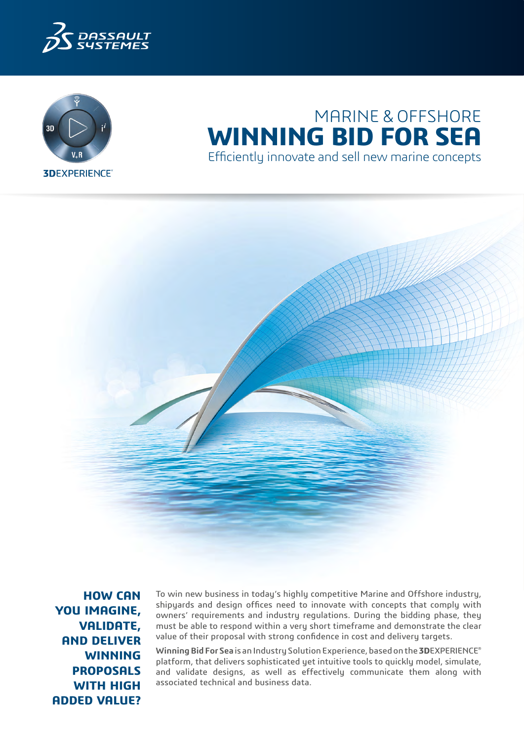# MARINE & OFFSHORE

# WINNING BID FOR SEA

Efficiently innovate and sell new marine concepts

## HOW CAN YOU IMAGINE, VALIDATE, AND DELIVER WINNING PROPOSALS WITH HIGH ADDED VALUE?

To win new business in today's highly competitive Marine and Offshore industry, shipyards and design offices need to innovate with concepts that comply with owners' requirements and industry regulations. During the bidding phase, they must be able to respond within a very short timeframe and demonstrate the clear value of their proposal with strong confidence in cost and delivery targets.

**Winning Bid For Sea** is an Industry Solution Experience, based on the **3D**EXPERIENCE® platform, that delivers sophisticated yet intuitive tools to quickly model, simulate, and validate designs, as well as effectively communicate them along with associated technical and business data.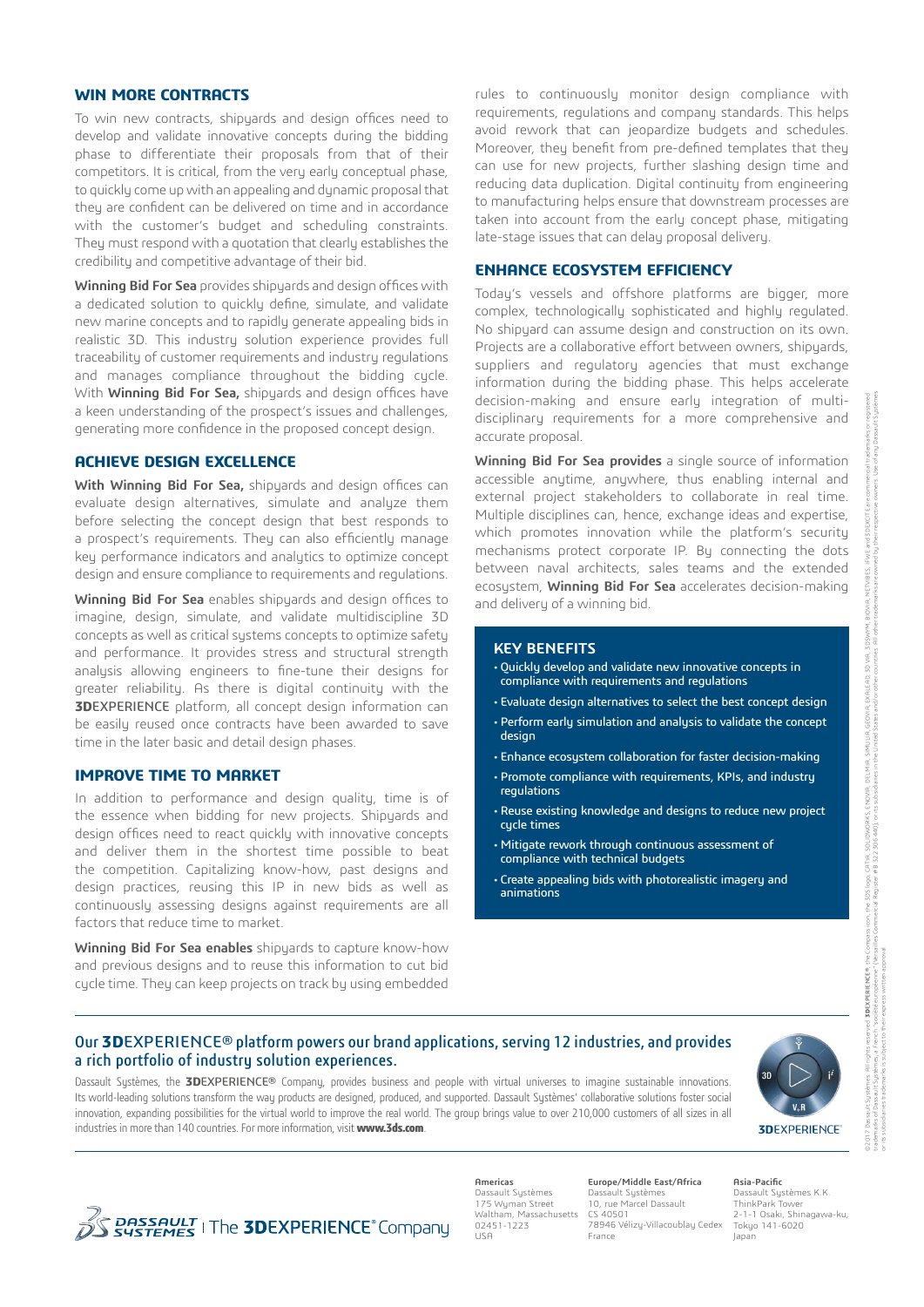## WIN MORE CONTRACTS

To win new contracts, shipyards and design offices need to develop and validate innovative concepts during the bidding phase to differentiate their proposals from that of their competitors. It is critical, from the very early conceptual phase, to quickly come up with an appealing and dynamic proposal that they are confident can be delivered on time and in accordance with the customer's budget and scheduling constraints. They must respond with a quotation that clearly establishes the credibility and competitive advantage of their bid.

**Winning Bid For Sea** provides shipyards and design offices with a dedicated solution to quickly define, simulate, and validate new marine concepts and to rapidly generate appealing bids in realistic 3D. This industry solution experience provides full traceability of customer requirements and industry regulations and manages compliance throughout the bidding cycle. With **Winning Bid For Sea,** shipyards and design offices have a keen understanding of the prospect's issues and challenges, generating more confidence in the proposed concept design.

## ACHIEVE DESIGN EXCELLENCE

**With Winning Bid For Sea,** shipyards and design offices can evaluate design alternatives, simulate and analyze them before selecting the concept design that best responds to a prospect's requirements. They can also efficiently manage key performance indicators and analytics to optimize concept design and ensure compliance to requirements and regulations.

**Winning Bid For Sea** enables shipyards and design offices to imagine, design, simulate, and validate multidiscipline 3D concepts as well as critical systems concepts to optimize safety and performance. It provides stress and structural strength analysis allowing engineers to fine-tune their designs for greater reliability. As there is digital continuity with the **3D**EXPERIENCE platform, all concept design information can be easily reused once contracts have been awarded to save time in the later basic and detail design phases.

## IMPROVE TIME TO MARKET

In addition to performance and design quality, time is of the essence when bidding for new projects. Shipyards and design offices need to react quickly with innovative concepts and deliver them in the shortest time possible to beat the competition. Capitalizing know-how, past designs and design practices, reusing this IP in new bids as well as continuously assessing designs against requirements are all factors that reduce time to market.

**Winning Bid For Sea enables** shipyards to capture know-how and previous designs and to reuse this information to cut bid cycle time. They can keep projects on track by using embedded rules to continuously monitor design compliance with requirements, regulations and company standards. This helps avoid rework that can jeopardize budgets and schedules. Moreover, they benefit from pre-defined templates that they can use for new projects, further slashing design time and reducing data duplication. Digital continuity from engineering to manufacturing helps ensure that downstream processes are taken into account from the early concept phase, mitigating late-stage issues that can delay proposal delivery.

## ENHANCE ECOSYSTEM EFFICIENCY

Today's vessels and offshore platforms are bigger, more complex, technologically sophisticated and highly regulated. No shipyard can assume design and construction on its own. Projects are a collaborative effort between owners, shipyards, suppliers and regulatory agencies that must exchange information during the bidding phase. This helps accelerate decision-making and ensure early integration of multi-disciplinary requirements for a more comprehensive and accurate proposal.

**Winning Bid For Sea provides** a single source of information accessible anytime, anywhere, thus enabling internal and external project stakeholders to collaborate in real time. Multiple disciplines can, hence, exchange ideas and expertise, which promotes innovation while the platform's security mechanisms protect corporate IP. By connecting the dots between naval architects, sales teams and the extended ecosystem, **Winning Bid For Sea** accelerates decision-making and delivery of a winning bid.

## KEY BENEFITS

- Quickly develop and validate new innovative concepts in compliance with requirements and regulations
- Evaluate design alternatives to select the best concept design
- Perform early simulation and analysis to validate the concept design
- Enhance ecosystem collaboration for faster decision-making
- Promote compliance with requirements, KPIs, and industry regulations
- Reuse existing knowledge and designs to reduce new project cycle times
- Mitigate rework through continuous assessment of compliance with technical budgets
- Create appealing bids with photorealistic imagery and animations

## Our **3D**EXPERIENCE® platform powers our brand applications, serving 12 industries, and provides a rich portfolio of industry solution experiences.

Dassault Systèmes, the **3D**EXPERIENCE® Company, provides business and people with virtual universes to imagine sustainable innovations. Its world-leading solutions transform the way products are designed, produced, and supported. Dassault Systèmes' collaborative solutions foster social innovation, expanding possibilities for the virtual world to improve the real world. The group brings value to over 210,000 customers of all sizes in all industries in more than 140 countries. For more information, visit **www.3ds.com**.

**3D**EXPERIENCE

DASSAULT SYSTEMES | The **3D**EXPERIENCE® Company

**Americas**
Dassault Systèmes
175 Wyman Street
Waltham, Massachusetts
02451-1223
USA

**Europe/Middle East/Africa**
Dassault Systèmes
10, rue Marcel Dassault
CS 40501
78946 Vélizy-Villacoublay Cedex
France

**Asia-Pacific**
Dassault Systèmes K.K.
ThinkPark Tower
2-1-1 Osaki, Shinagawa-ku,
Tokyo 141-6020
Japan